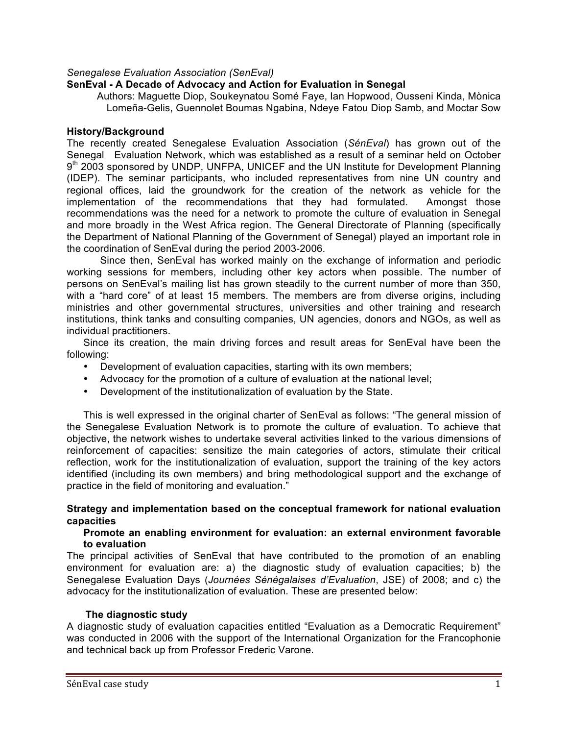*Senegalese Evaluation Association (SenEval)*

# SenEval - A Decade of Advocacy and Action for Evaluation in Senegal

Authors: Maguette Diop, Soukeynatou Somé Faye, Ian Hopwood, Ousseni Kinda, Mònica Lomeña-Gelis, Guennolet Boumas Ngabina, Ndeye Fatou Diop Samb, and Moctar Sow

## History/Background

The recently created Senegalese Evaluation Association (*SénEval*) has grown out of the Senegal Evaluation Network, which was established as a result of a seminar held on October 9th 2003 sponsored by UNDP, UNFPA, UNICEF and the UN Institute for Development Planning (IDEP). The seminar participants, who included representatives from nine UN country and regional offices, laid the groundwork for the creation of the network as vehicle for the implementation of the recommendations that they had formulated. Amongst those recommendations was the need for a network to promote the culture of evaluation in Senegal and more broadly in the West Africa region. The General Directorate of Planning (specifically the Department of National Planning of the Government of Senegal) played an important role in the coordination of SenEval during the period 2003-2006.

Since then, SenEval has worked mainly on the exchange of information and periodic working sessions for members, including other key actors when possible. The number of persons on SenEval's mailing list has grown steadily to the current number of more than 350, with a "hard core" of at least 15 members. The members are from diverse origins, including ministries and other governmental structures, universities and other training and research institutions, think tanks and consulting companies, UN agencies, donors and NGOs, as well as individual practitioners.

Since its creation, the main driving forces and result areas for SenEval have been the following:

- Development of evaluation capacities, starting with its own members;
- Advocacy for the promotion of a culture of evaluation at the national level;
- Development of the institutionalization of evaluation by the State.

This is well expressed in the original charter of SenEval as follows: "The general mission of the Senegalese Evaluation Network is to promote the culture of evaluation. To achieve that objective, the network wishes to undertake several activities linked to the various dimensions of reinforcement of capacities: sensitize the main categories of actors, stimulate their critical reflection, work for the institutionalization of evaluation, support the training of the key actors identified (including its own members) and bring methodological support and the exchange of practice in the field of monitoring and evaluation."

## Strategy and implementation based on the conceptual framework for national evaluation capacities

### Promote an enabling environment for evaluation: an external environment favorable to evaluation

The principal activities of SenEval that have contributed to the promotion of an enabling environment for evaluation are: a) the diagnostic study of evaluation capacities; b) the Senegalese Evaluation Days (*Journées Sénégalaises d'Evaluation*, JSE) of 2008; and c) the advocacy for the institutionalization of evaluation. These are presented below:

#### The diagnostic study

A diagnostic study of evaluation capacities entitled "Evaluation as a Democratic Requirement" was conducted in 2006 with the support of the International Organization for the Francophonie and technical back up from Professor Frederic Varone.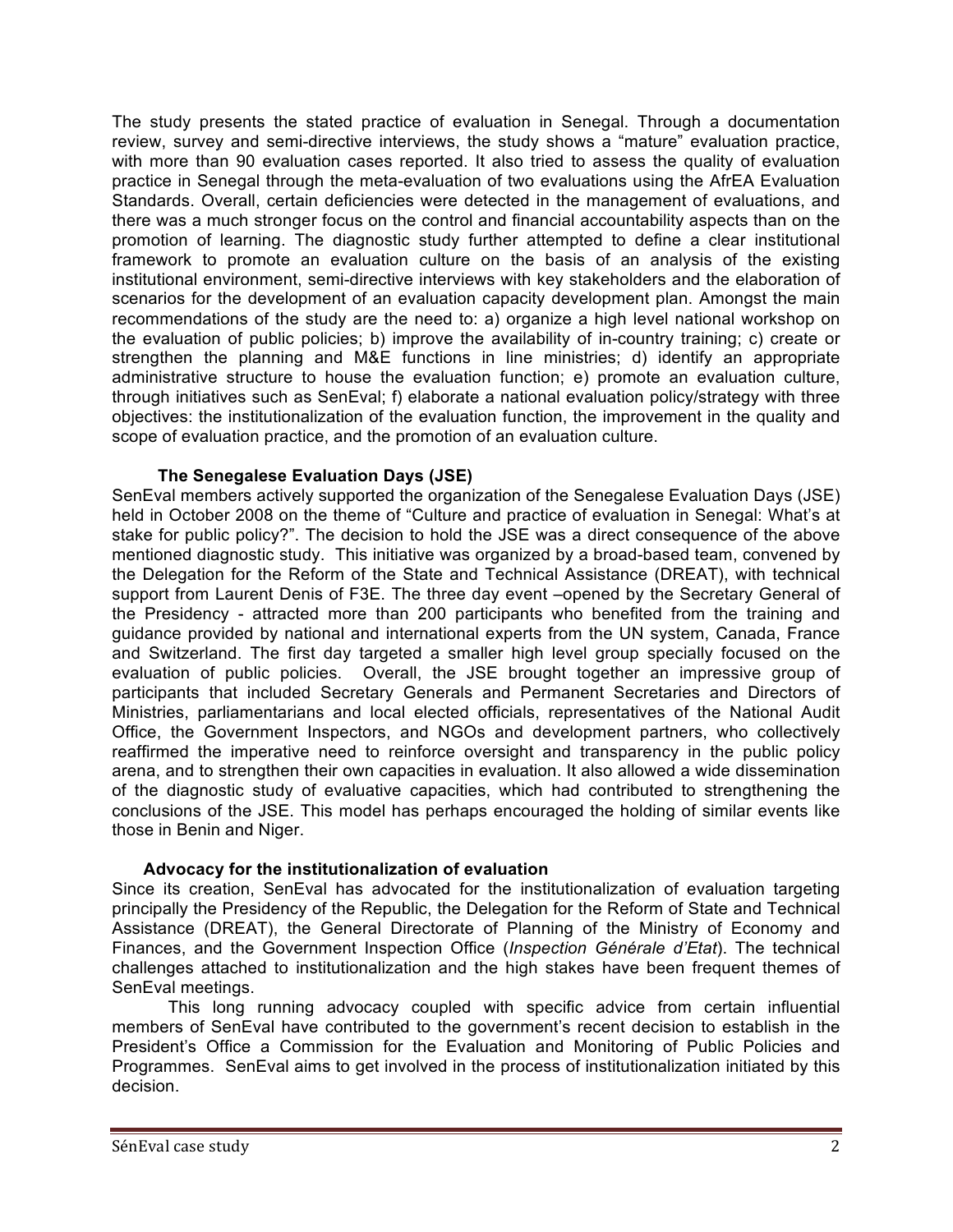The study presents the stated practice of evaluation in Senegal. Through a documentation review, survey and semi-directive interviews, the study shows a "mature" evaluation practice, with more than 90 evaluation cases reported. It also tried to assess the quality of evaluation practice in Senegal through the meta-evaluation of two evaluations using the AfrEA Evaluation Standards. Overall, certain deficiencies were detected in the management of evaluations, and there was a much stronger focus on the control and financial accountability aspects than on the promotion of learning. The diagnostic study further attempted to define a clear institutional framework to promote an evaluation culture on the basis of an analysis of the existing institutional environment, semi-directive interviews with key stakeholders and the elaboration of scenarios for the development of an evaluation capacity development plan. Amongst the main recommendations of the study are the need to: a) organize a high level national workshop on the evaluation of public policies; b) improve the availability of in-country training; c) create or strengthen the planning and M&E functions in line ministries; d) identify an appropriate administrative structure to house the evaluation function; e) promote an evaluation culture, through initiatives such as SenEval; f) elaborate a national evaluation policy/strategy with three objectives: the institutionalization of the evaluation function, the improvement in the quality and scope of evaluation practice, and the promotion of an evaluation culture.

### The Senegalese Evaluation Days (JSE)

SenEval members actively supported the organization of the Senegalese Evaluation Days (JSE) held in October 2008 on the theme of "Culture and practice of evaluation in Senegal: What's at stake for public policy?". The decision to hold the JSE was a direct consequence of the above mentioned diagnostic study. This initiative was organized by a broad-based team, convened by the Delegation for the Reform of the State and Technical Assistance (DREAT), with technical support from Laurent Denis of F3E. The three day event –opened by the Secretary General of the Presidency - attracted more than 200 participants who benefited from the training and guidance provided by national and international experts from the UN system, Canada, France and Switzerland. The first day targeted a smaller high level group specially focused on the evaluation of public policies. Overall, the JSE brought together an impressive group of participants that included Secretary Generals and Permanent Secretaries and Directors of Ministries, parliamentarians and local elected officials, representatives of the National Audit Office, the Government Inspectors, and NGOs and development partners, who collectively reaffirmed the imperative need to reinforce oversight and transparency in the public policy arena, and to strengthen their own capacities in evaluation. It also allowed a wide dissemination of the diagnostic study of evaluative capacities, which had contributed to strengthening the conclusions of the JSE. This model has perhaps encouraged the holding of similar events like those in Benin and Niger.

### Advocacy for the institutionalization of evaluation

Since its creation, SenEval has advocated for the institutionalization of evaluation targeting principally the Presidency of the Republic, the Delegation for the Reform of State and Technical Assistance (DREAT), the General Directorate of Planning of the Ministry of Economy and Finances, and the Government Inspection Office (*Inspection Générale d'Etat*). The technical challenges attached to institutionalization and the high stakes have been frequent themes of SenEval meetings.

This long running advocacy coupled with specific advice from certain influential members of SenEval have contributed to the government's recent decision to establish in the President's Office a Commission for the Evaluation and Monitoring of Public Policies and Programmes. SenEval aims to get involved in the process of institutionalization initiated by this decision.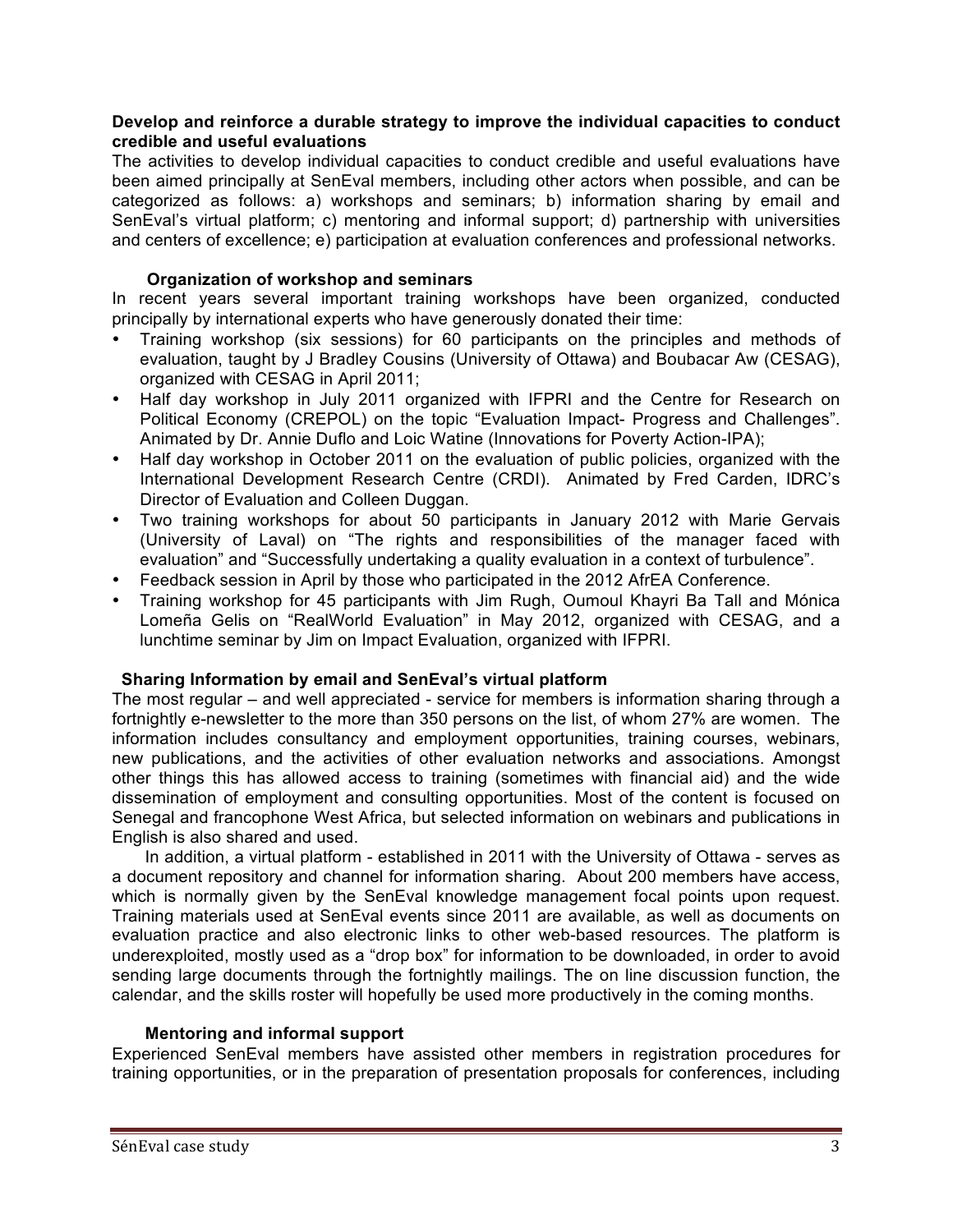**Develop and reinforce a durable strategy to improve the individual capacities to conduct credible and useful evaluations**

The activities to develop individual capacities to conduct credible and useful evaluations have been aimed principally at SenEval members, including other actors when possible, and can be categorized as follows: a) workshops and seminars; b) information sharing by email and SenEval's virtual platform; c) mentoring and informal support; d) partnership with universities and centers of excellence; e) participation at evaluation conferences and professional networks.

**Organization of workshop and seminars**

In recent years several important training workshops have been organized, conducted principally by international experts who have generously donated their time:

- Training workshop (six sessions) for 60 participants on the principles and methods of evaluation, taught by J Bradley Cousins (University of Ottawa) and Boubacar Aw (CESAG), organized with CESAG in April 2011;
- Half day workshop in July 2011 organized with IFPRI and the Centre for Research on Political Economy (CREPOL) on the topic "Evaluation Impact- Progress and Challenges". Animated by Dr. Annie Duflo and Loic Watine (Innovations for Poverty Action-IPA);
- Half day workshop in October 2011 on the evaluation of public policies, organized with the International Development Research Centre (CRDI). Animated by Fred Carden, IDRC's Director of Evaluation and Colleen Duggan.
- Two training workshops for about 50 participants in January 2012 with Marie Gervais (University of Laval) on "The rights and responsibilities of the manager faced with evaluation" and "Successfully undertaking a quality evaluation in a context of turbulence".
- Feedback session in April by those who participated in the 2012 AfrEA Conference.
- Training workshop for 45 participants with Jim Rugh, Oumoul Khayri Ba Tall and Mónica Lomeña Gelis on "RealWorld Evaluation" in May 2012, organized with CESAG, and a lunchtime seminar by Jim on Impact Evaluation, organized with IFPRI.

**Sharing Information by email and SenEval's virtual platform**

The most regular – and well appreciated - service for members is information sharing through a fortnightly e-newsletter to the more than 350 persons on the list, of whom 27% are women. The information includes consultancy and employment opportunities, training courses, webinars, new publications, and the activities of other evaluation networks and associations. Amongst other things this has allowed access to training (sometimes with financial aid) and the wide dissemination of employment and consulting opportunities. Most of the content is focused on Senegal and francophone West Africa, but selected information on webinars and publications in English is also shared and used.

In addition, a virtual platform - established in 2011 with the University of Ottawa - serves as a document repository and channel for information sharing. About 200 members have access, which is normally given by the SenEval knowledge management focal points upon request. Training materials used at SenEval events since 2011 are available, as well as documents on evaluation practice and also electronic links to other web-based resources. The platform is underexploited, mostly used as a "drop box" for information to be downloaded, in order to avoid sending large documents through the fortnightly mailings. The on line discussion function, the calendar, and the skills roster will hopefully be used more productively in the coming months.

**Mentoring and informal support**

Experienced SenEval members have assisted other members in registration procedures for training opportunities, or in the preparation of presentation proposals for conferences, including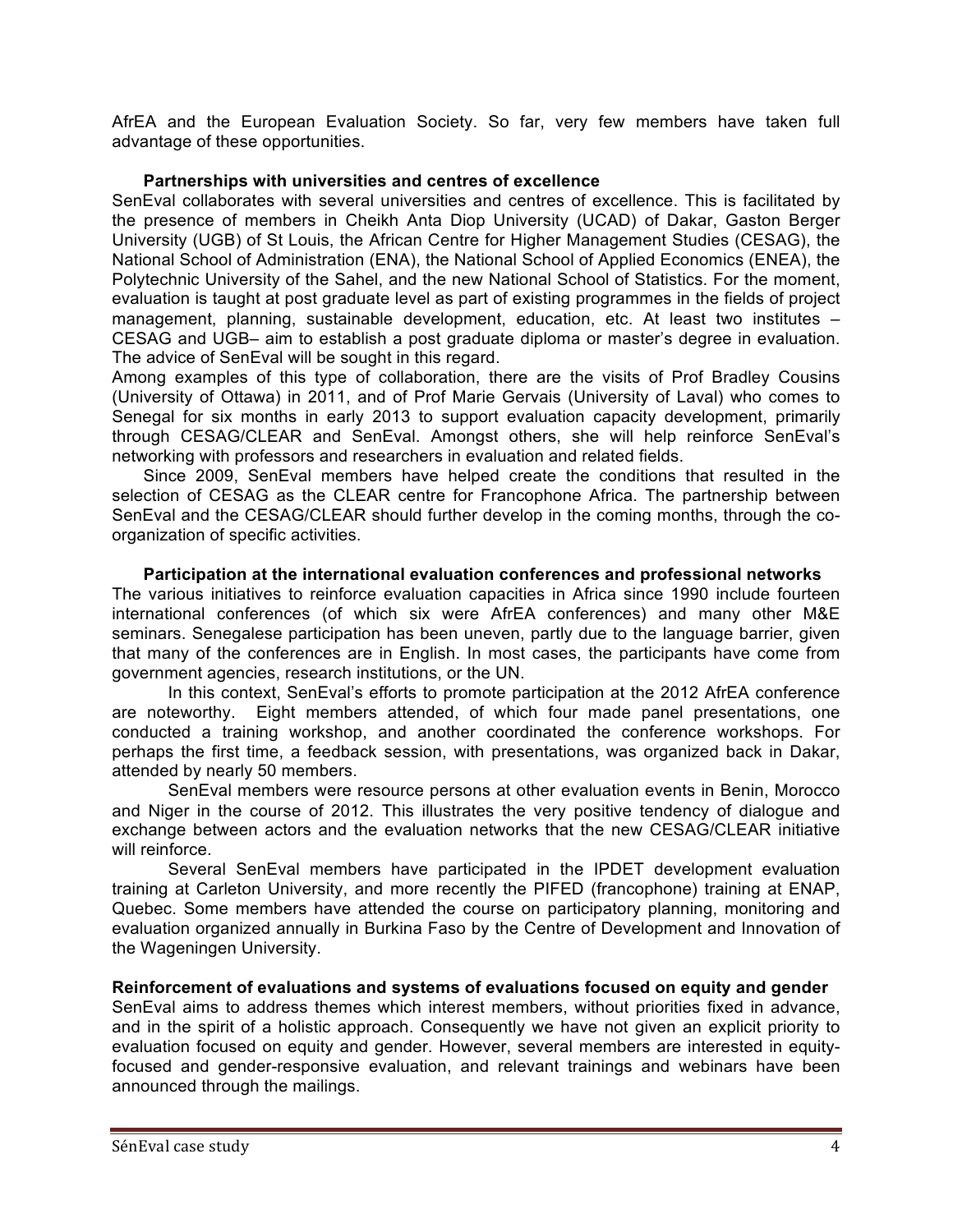AfrEA and the European Evaluation Society. So far, very few members have taken full advantage of these opportunities.

**Partnerships with universities and centres of excellence**

SenEval collaborates with several universities and centres of excellence. This is facilitated by the presence of members in Cheikh Anta Diop University (UCAD) of Dakar, Gaston Berger University (UGB) of St Louis, the African Centre for Higher Management Studies (CESAG), the National School of Administration (ENA), the National School of Applied Economics (ENEA), the Polytechnic University of the Sahel, and the new National School of Statistics. For the moment, evaluation is taught at post graduate level as part of existing programmes in the fields of project management, planning, sustainable development, education, etc. At least two institutes – CESAG and UGB– aim to establish a post graduate diploma or master's degree in evaluation. The advice of SenEval will be sought in this regard.

Among examples of this type of collaboration, there are the visits of Prof Bradley Cousins (University of Ottawa) in 2011, and of Prof Marie Gervais (University of Laval) who comes to Senegal for six months in early 2013 to support evaluation capacity development, primarily through CESAG/CLEAR and SenEval. Amongst others, she will help reinforce SenEval's networking with professors and researchers in evaluation and related fields.

Since 2009, SenEval members have helped create the conditions that resulted in the selection of CESAG as the CLEAR centre for Francophone Africa. The partnership between SenEval and the CESAG/CLEAR should further develop in the coming months, through the co-organization of specific activities.

**Participation at the international evaluation conferences and professional networks**

The various initiatives to reinforce evaluation capacities in Africa since 1990 include fourteen international conferences (of which six were AfrEA conferences) and many other M&E seminars. Senegalese participation has been uneven, partly due to the language barrier, given that many of the conferences are in English. In most cases, the participants have come from government agencies, research institutions, or the UN.

In this context, SenEval's efforts to promote participation at the 2012 AfrEA conference are noteworthy. Eight members attended, of which four made panel presentations, one conducted a training workshop, and another coordinated the conference workshops. For perhaps the first time, a feedback session, with presentations, was organized back in Dakar, attended by nearly 50 members.

SenEval members were resource persons at other evaluation events in Benin, Morocco and Niger in the course of 2012. This illustrates the very positive tendency of dialogue and exchange between actors and the evaluation networks that the new CESAG/CLEAR initiative will reinforce.

Several SenEval members have participated in the IPDET development evaluation training at Carleton University, and more recently the PIFED (francophone) training at ENAP, Quebec. Some members have attended the course on participatory planning, monitoring and evaluation organized annually in Burkina Faso by the Centre of Development and Innovation of the Wageningen University.

**Reinforcement of evaluations and systems of evaluations focused on equity and gender**

SenEval aims to address themes which interest members, without priorities fixed in advance, and in the spirit of a holistic approach. Consequently we have not given an explicit priority to evaluation focused on equity and gender. However, several members are interested in equity-focused and gender-responsive evaluation, and relevant trainings and webinars have been announced through the mailings.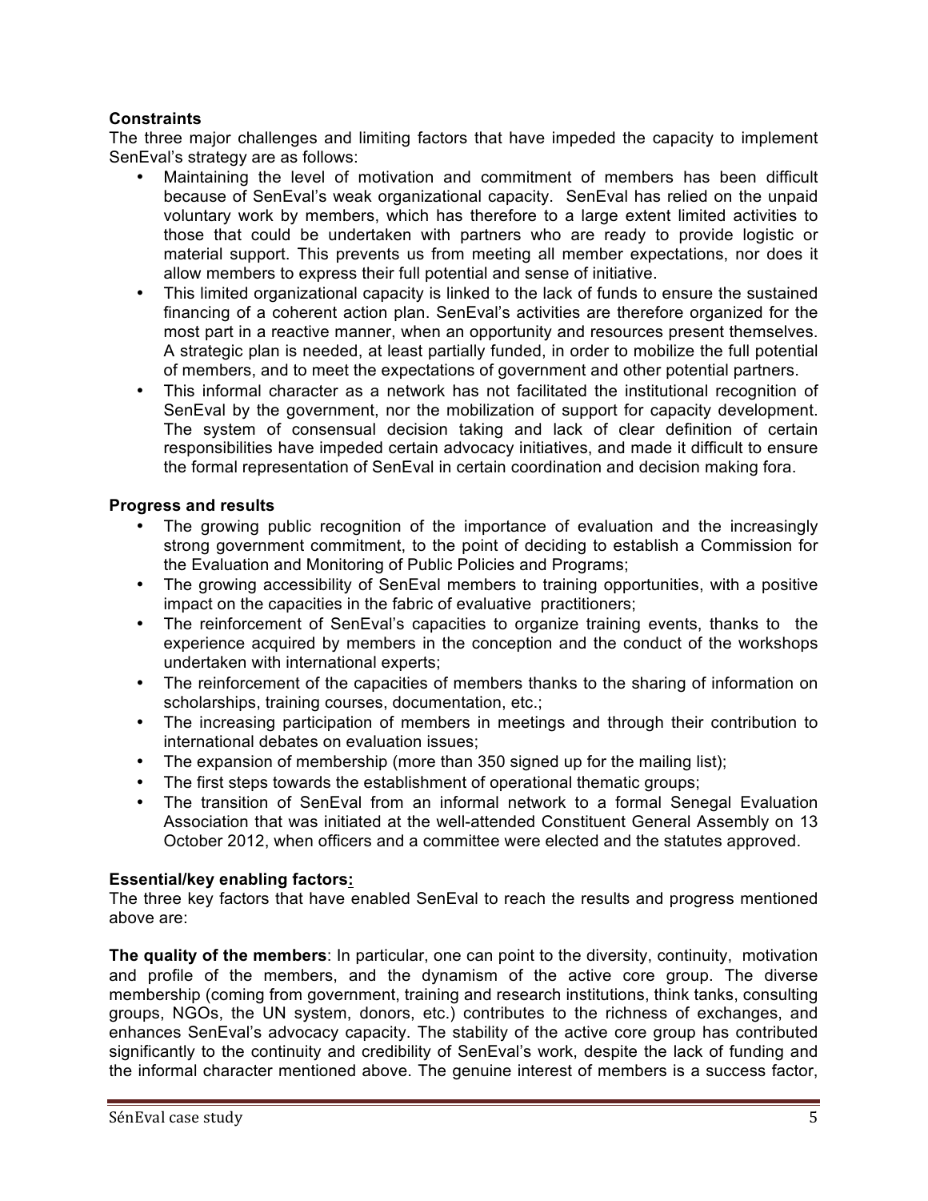**Constraints**

The three major challenges and limiting factors that have impeded the capacity to implement SenEval's strategy are as follows:

- Maintaining the level of motivation and commitment of members has been difficult because of SenEval's weak organizational capacity. SenEval has relied on the unpaid voluntary work by members, which has therefore to a large extent limited activities to those that could be undertaken with partners who are ready to provide logistic or material support. This prevents us from meeting all member expectations, nor does it allow members to express their full potential and sense of initiative.
- This limited organizational capacity is linked to the lack of funds to ensure the sustained financing of a coherent action plan. SenEval's activities are therefore organized for the most part in a reactive manner, when an opportunity and resources present themselves. A strategic plan is needed, at least partially funded, in order to mobilize the full potential of members, and to meet the expectations of government and other potential partners.
- This informal character as a network has not facilitated the institutional recognition of SenEval by the government, nor the mobilization of support for capacity development. The system of consensual decision taking and lack of clear definition of certain responsibilities have impeded certain advocacy initiatives, and made it difficult to ensure the formal representation of SenEval in certain coordination and decision making fora.

**Progress and results**

- The growing public recognition of the importance of evaluation and the increasingly strong government commitment, to the point of deciding to establish a Commission for the Evaluation and Monitoring of Public Policies and Programs;
- The growing accessibility of SenEval members to training opportunities, with a positive impact on the capacities in the fabric of evaluative practitioners;
- The reinforcement of SenEval's capacities to organize training events, thanks to the experience acquired by members in the conception and the conduct of the workshops undertaken with international experts;
- The reinforcement of the capacities of members thanks to the sharing of information on scholarships, training courses, documentation, etc.;
- The increasing participation of members in meetings and through their contribution to international debates on evaluation issues;
- The expansion of membership (more than 350 signed up for the mailing list);
- The first steps towards the establishment of operational thematic groups;
- The transition of SenEval from an informal network to a formal Senegal Evaluation Association that was initiated at the well-attended Constituent General Assembly on 13 October 2012, when officers and a committee were elected and the statutes approved.

**Essential/key enabling factors:**

The three key factors that have enabled SenEval to reach the results and progress mentioned above are:

**The quality of the members**: In particular, one can point to the diversity, continuity, motivation and profile of the members, and the dynamism of the active core group. The diverse membership (coming from government, training and research institutions, think tanks, consulting groups, NGOs, the UN system, donors, etc.) contributes to the richness of exchanges, and enhances SenEval's advocacy capacity. The stability of the active core group has contributed significantly to the continuity and credibility of SenEval's work, despite the lack of funding and the informal character mentioned above. The genuine interest of members is a success factor,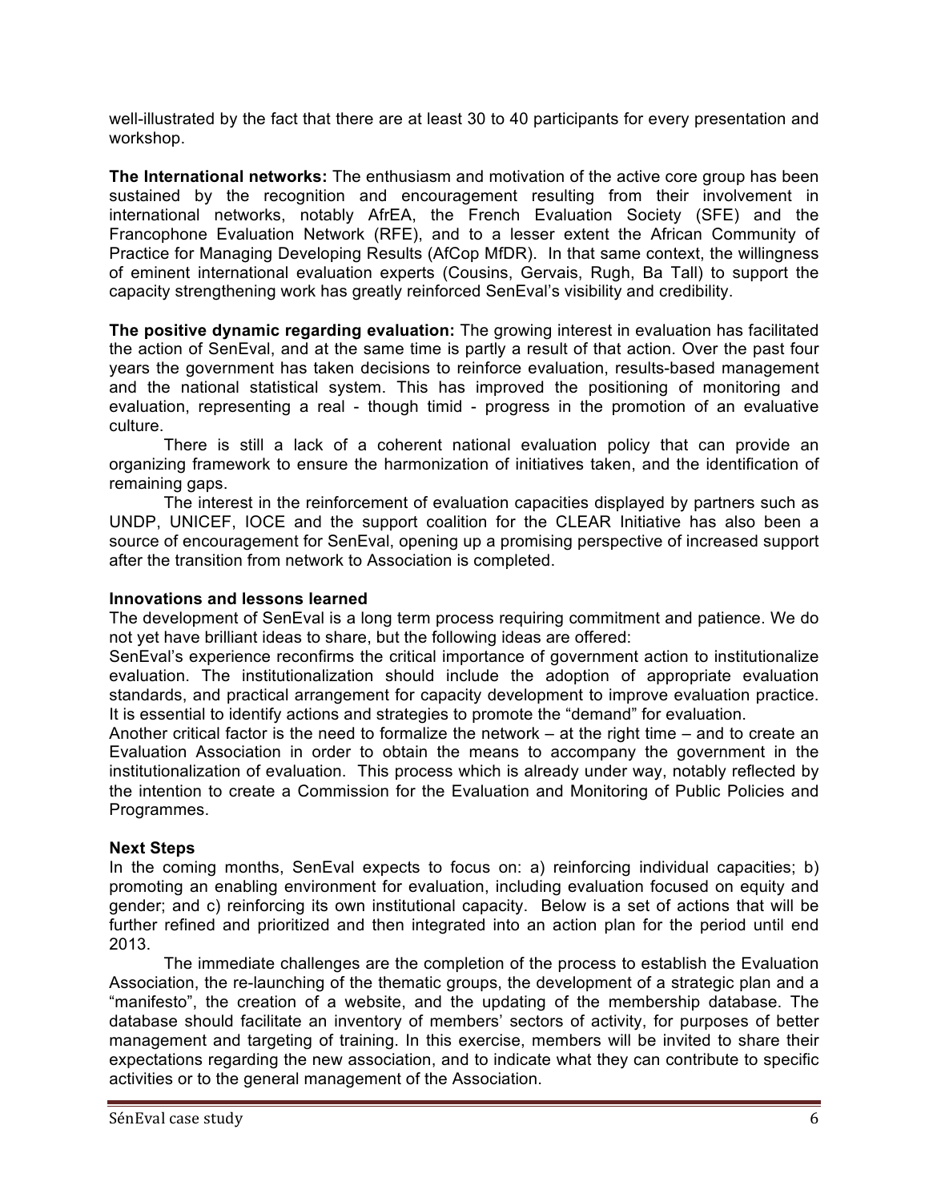well-illustrated by the fact that there are at least 30 to 40 participants for every presentation and workshop.

**The International networks:** The enthusiasm and motivation of the active core group has been sustained by the recognition and encouragement resulting from their involvement in international networks, notably AfrEA, the French Evaluation Society (SFE) and the Francophone Evaluation Network (RFE), and to a lesser extent the African Community of Practice for Managing Developing Results (AfCop MfDR). In that same context, the willingness of eminent international evaluation experts (Cousins, Gervais, Rugh, Ba Tall) to support the capacity strengthening work has greatly reinforced SenEval's visibility and credibility.

**The positive dynamic regarding evaluation:** The growing interest in evaluation has facilitated the action of SenEval, and at the same time is partly a result of that action. Over the past four years the government has taken decisions to reinforce evaluation, results-based management and the national statistical system. This has improved the positioning of monitoring and evaluation, representing a real - though timid - progress in the promotion of an evaluative culture.

There is still a lack of a coherent national evaluation policy that can provide an organizing framework to ensure the harmonization of initiatives taken, and the identification of remaining gaps.

The interest in the reinforcement of evaluation capacities displayed by partners such as UNDP, UNICEF, IOCE and the support coalition for the CLEAR Initiative has also been a source of encouragement for SenEval, opening up a promising perspective of increased support after the transition from network to Association is completed.

**Innovations and lessons learned**

The development of SenEval is a long term process requiring commitment and patience. We do not yet have brilliant ideas to share, but the following ideas are offered:

SenEval's experience reconfirms the critical importance of government action to institutionalize evaluation. The institutionalization should include the adoption of appropriate evaluation standards, and practical arrangement for capacity development to improve evaluation practice. It is essential to identify actions and strategies to promote the "demand" for evaluation.

Another critical factor is the need to formalize the network – at the right time – and to create an Evaluation Association in order to obtain the means to accompany the government in the institutionalization of evaluation. This process which is already under way, notably reflected by the intention to create a Commission for the Evaluation and Monitoring of Public Policies and Programmes.

**Next Steps**

In the coming months, SenEval expects to focus on: a) reinforcing individual capacities; b) promoting an enabling environment for evaluation, including evaluation focused on equity and gender; and c) reinforcing its own institutional capacity. Below is a set of actions that will be further refined and prioritized and then integrated into an action plan for the period until end 2013.

The immediate challenges are the completion of the process to establish the Evaluation Association, the re-launching of the thematic groups, the development of a strategic plan and a "manifesto", the creation of a website, and the updating of the membership database. The database should facilitate an inventory of members' sectors of activity, for purposes of better management and targeting of training. In this exercise, members will be invited to share their expectations regarding the new association, and to indicate what they can contribute to specific activities or to the general management of the Association.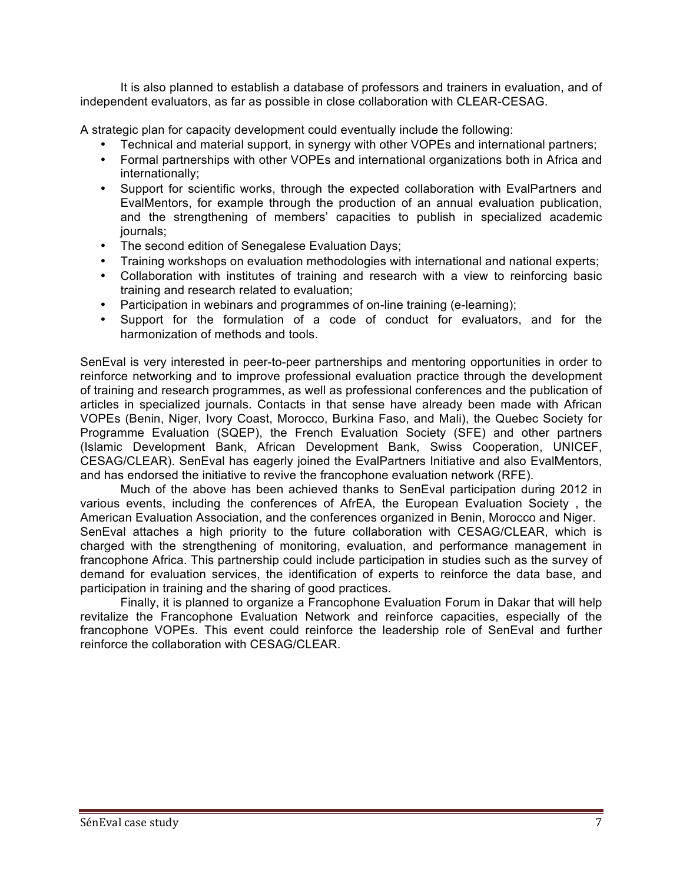It is also planned to establish a database of professors and trainers in evaluation, and of independent evaluators, as far as possible in close collaboration with CLEAR-CESAG.

A strategic plan for capacity development could eventually include the following:

- Technical and material support, in synergy with other VOPEs and international partners;
- Formal partnerships with other VOPEs and international organizations both in Africa and internationally;
- Support for scientific works, through the expected collaboration with EvalPartners and EvalMentors, for example through the production of an annual evaluation publication, and the strengthening of members' capacities to publish in specialized academic journals;
- The second edition of Senegalese Evaluation Days;
- Training workshops on evaluation methodologies with international and national experts;
- Collaboration with institutes of training and research with a view to reinforcing basic training and research related to evaluation;
- Participation in webinars and programmes of on-line training (e-learning);
- Support for the formulation of a code of conduct for evaluators, and for the harmonization of methods and tools.

SenEval is very interested in peer-to-peer partnerships and mentoring opportunities in order to reinforce networking and to improve professional evaluation practice through the development of training and research programmes, as well as professional conferences and the publication of articles in specialized journals. Contacts in that sense have already been made with African VOPEs (Benin, Niger, Ivory Coast, Morocco, Burkina Faso, and Mali), the Quebec Society for Programme Evaluation (SQEP), the French Evaluation Society (SFE) and other partners (Islamic Development Bank, African Development Bank, Swiss Cooperation, UNICEF, CESAG/CLEAR). SenEval has eagerly joined the EvalPartners Initiative and also EvalMentors, and has endorsed the initiative to revive the francophone evaluation network (RFE).

Much of the above has been achieved thanks to SenEval participation during 2012 in various events, including the conferences of AfrEA, the European Evaluation Society , the American Evaluation Association, and the conferences organized in Benin, Morocco and Niger.

SenEval attaches a high priority to the future collaboration with CESAG/CLEAR, which is charged with the strengthening of monitoring, evaluation, and performance management in francophone Africa. This partnership could include participation in studies such as the survey of demand for evaluation services, the identification of experts to reinforce the data base, and participation in training and the sharing of good practices.

Finally, it is planned to organize a Francophone Evaluation Forum in Dakar that will help revitalize the Francophone Evaluation Network and reinforce capacities, especially of the francophone VOPEs. This event could reinforce the leadership role of SenEval and further reinforce the collaboration with CESAG/CLEAR.